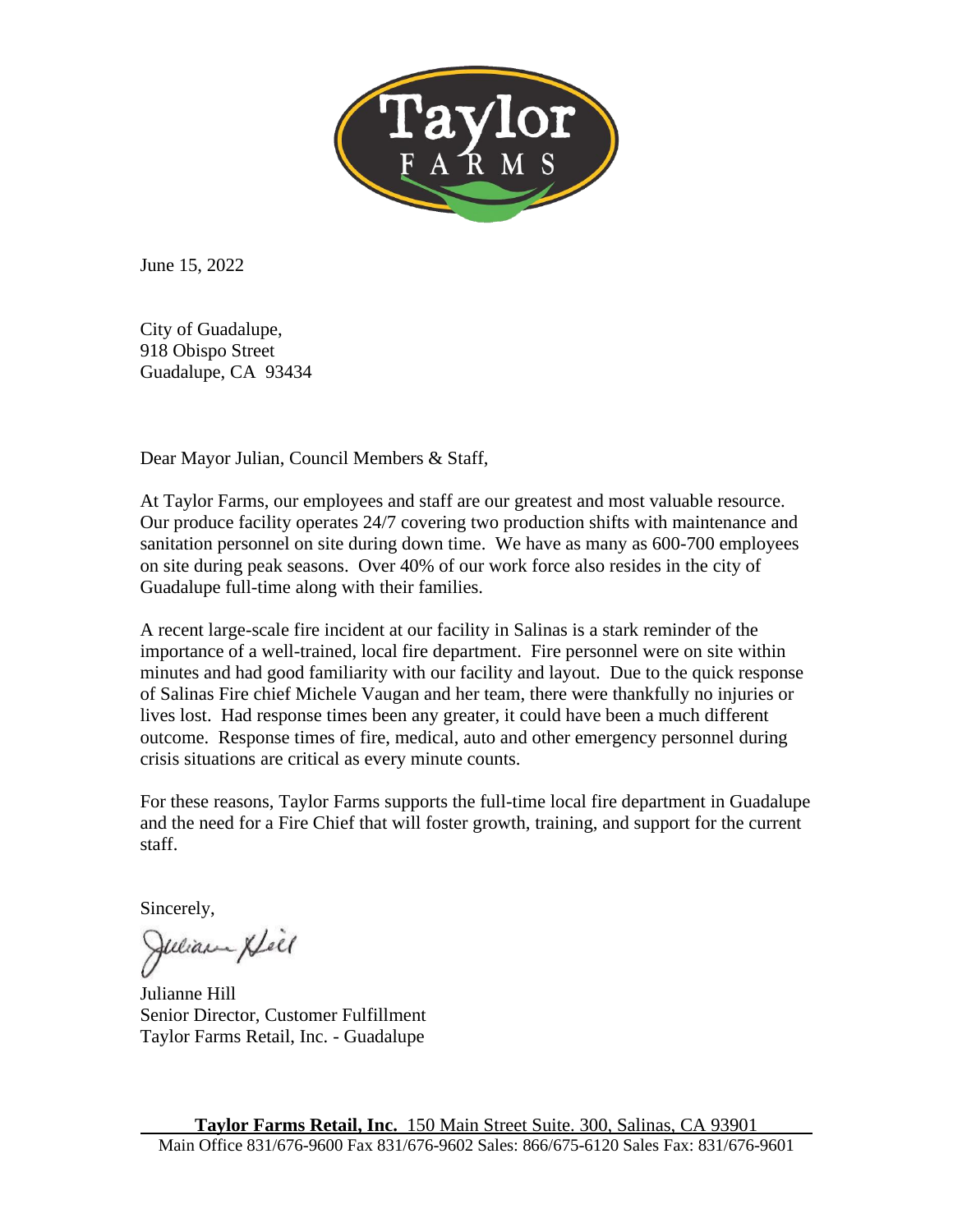Taylor FARMS

June 15, 2022

City of Guadalupe,
918 Obispo Street
Guadalupe, CA 93434

Dear Mayor Julian, Council Members & Staff,

At Taylor Farms, our employees and staff are our greatest and most valuable resource. Our produce facility operates 24/7 covering two production shifts with maintenance and sanitation personnel on site during down time. We have as many as 600-700 employees on site during peak seasons. Over 40% of our work force also resides in the city of Guadalupe full-time along with their families.

A recent large-scale fire incident at our facility in Salinas is a stark reminder of the importance of a well-trained, local fire department. Fire personnel were on site within minutes and had good familiarity with our facility and layout. Due to the quick response of Salinas Fire chief Michele Vaugan and her team, there were thankfully no injuries or lives lost. Had response times been any greater, it could have been a much different outcome. Response times of fire, medical, auto and other emergency personnel during crisis situations are critical as every minute counts.

For these reasons, Taylor Farms supports the full-time local fire department in Guadalupe and the need for a Fire Chief that will foster growth, training, and support for the current staff.

Sincerely,

Julianne Hill
Senior Director, Customer Fulfillment
Taylor Farms Retail, Inc. - Guadalupe

**Taylor Farms Retail, Inc.** 150 Main Street Suite. 300, Salinas, CA 93901
Main Office 831/676-9600 Fax 831/676-9602 Sales: 866/675-6120 Sales Fax: 831/676-9601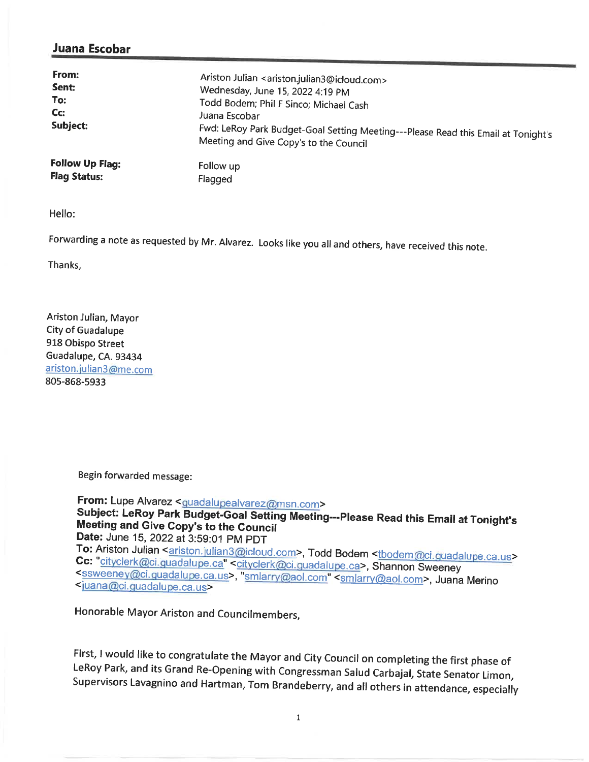## Juana Escobar

| | |
|---|---|
| **From:** | Ariston Julian <ariston.julian3@icloud.com> |
| **Sent:** | Wednesday, June 15, 2022 4:19 PM |
| **To:** | Todd Bodem; Phil F Sinco; Michael Cash |
| **Cc:** | Juana Escobar |
| **Subject:** | Fwd: LeRoy Park Budget-Goal Setting Meeting---Please Read this Email at Tonight's Meeting and Give Copy's to the Council |
| **Follow Up Flag:** | Follow up |
| **Flag Status:** | Flagged |

Hello:

Forwarding a note as requested by Mr. Alvarez. Looks like you all and others, have received this note.

Thanks,

Ariston Julian, Mayor
City of Guadalupe
918 Obispo Street
Guadalupe, CA. 93434
ariston.julian3@me.com
805-868-5933

Begin forwarded message:

**From:** Lupe Alvarez <guadalupealvarez@msn.com>
**Subject: LeRoy Park Budget-Goal Setting Meeting---Please Read this Email at Tonight's Meeting and Give Copy's to the Council**
**Date:** June 15, 2022 at 3:59:01 PM PDT
**To:** Ariston Julian <ariston.julian3@icloud.com>, Todd Bodem <tbodem@ci.guadalupe.ca.us>
**Cc:** "cityclerk@ci.guadalupe.ca" <cityclerk@ci.guadalupe.ca>, Shannon Sweeney <ssweeney@ci.guadalupe.ca.us>, "smlarry@aol.com" <smlarry@aol.com>, Juana Merino <juana@ci.guadalupe.ca.us>

Honorable Mayor Ariston and Councilmembers,

First, I would like to congratulate the Mayor and City Council on completing the first phase of LeRoy Park, and its Grand Re-Opening with Congressman Salud Carbajal, State Senator Limon, Supervisors Lavagnino and Hartman, Tom Brandeberry, and all others in attendance, especially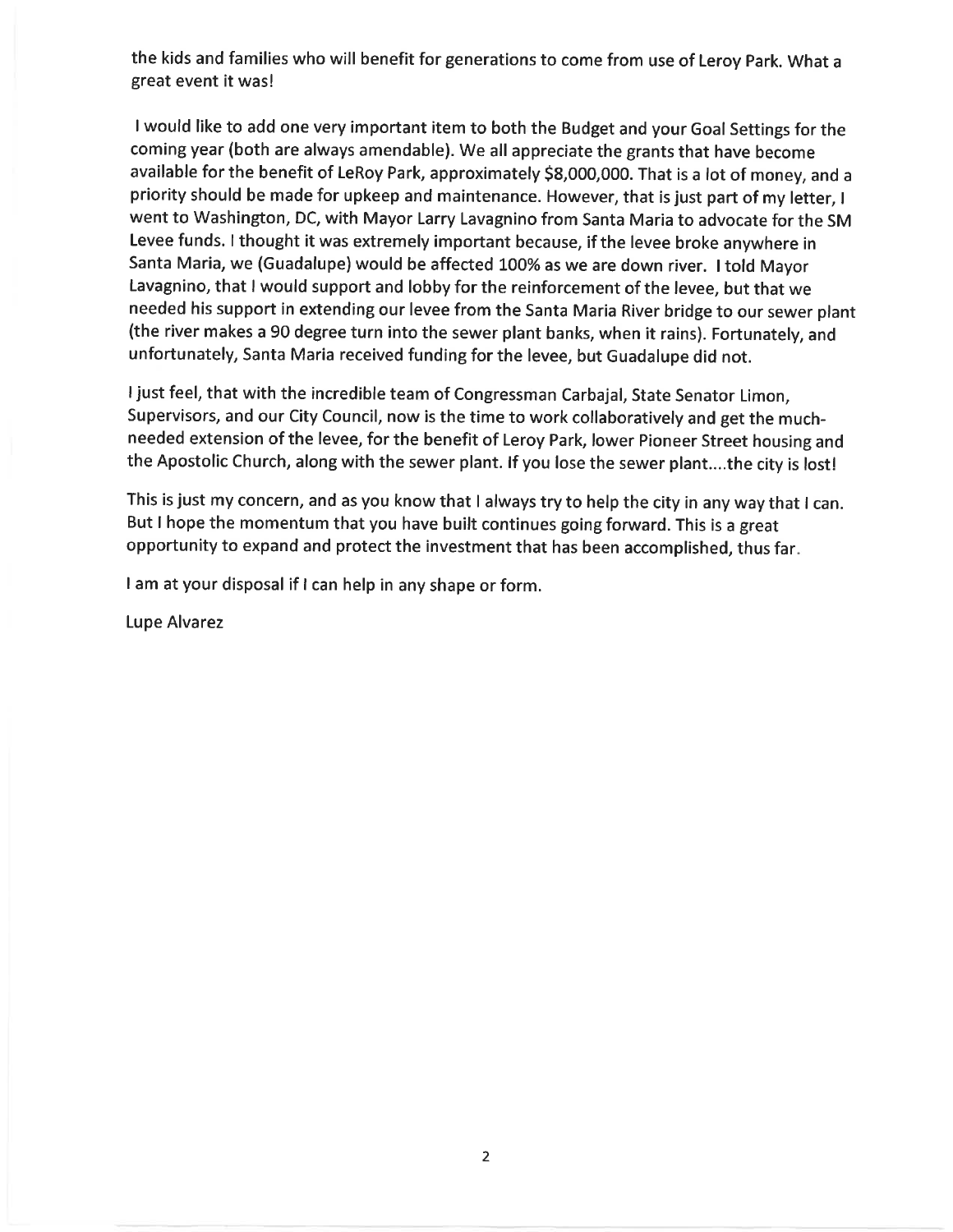the kids and families who will benefit for generations to come from use of Leroy Park. What a great event it was!

I would like to add one very important item to both the Budget and your Goal Settings for the coming year (both are always amendable). We all appreciate the grants that have become available for the benefit of LeRoy Park, approximately $8,000,000. That is a lot of money, and a priority should be made for upkeep and maintenance. However, that is just part of my letter, I went to Washington, DC, with Mayor Larry Lavagnino from Santa Maria to advocate for the SM Levee funds. I thought it was extremely important because, if the levee broke anywhere in Santa Maria, we (Guadalupe) would be affected 100% as we are down river. I told Mayor Lavagnino, that I would support and lobby for the reinforcement of the levee, but that we needed his support in extending our levee from the Santa Maria River bridge to our sewer plant (the river makes a 90 degree turn into the sewer plant banks, when it rains). Fortunately, and unfortunately, Santa Maria received funding for the levee, but Guadalupe did not.

I just feel, that with the incredible team of Congressman Carbajal, State Senator Limon, Supervisors, and our City Council, now is the time to work collaboratively and get the much-needed extension of the levee, for the benefit of Leroy Park, lower Pioneer Street housing and the Apostolic Church, along with the sewer plant. If you lose the sewer plant....the city is lost!

This is just my concern, and as you know that I always try to help the city in any way that I can. But I hope the momentum that you have built continues going forward. This is a great opportunity to expand and protect the investment that has been accomplished, thus far.

I am at your disposal if I can help in any shape or form.

Lupe Alvarez